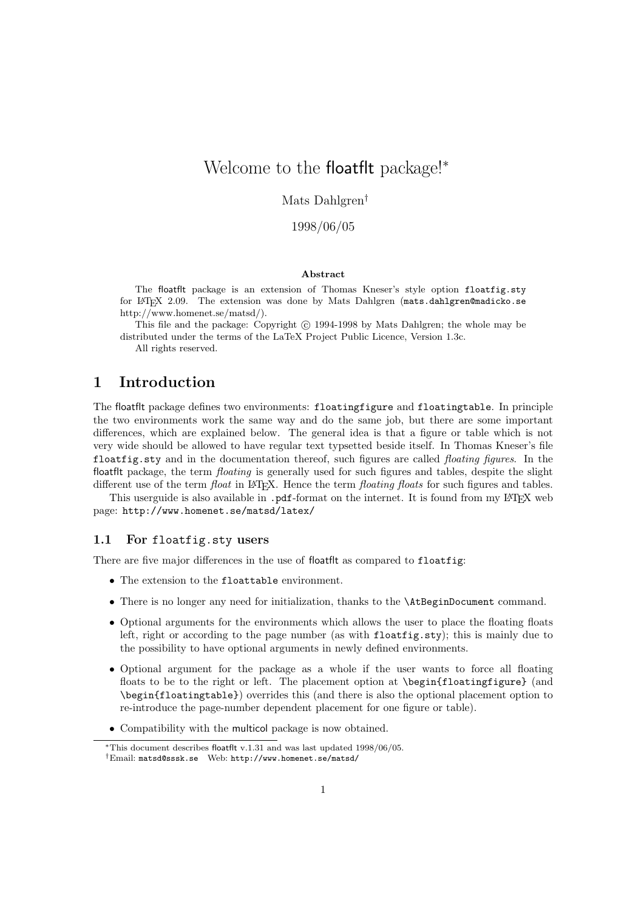# Welcome to the floatflt package![*]

Mats Dahlgren[†]

1998/06/05

**Abstract**

The floatflt package is an extension of Thomas Kneser's style option `floatfig.sty` for LaTeX 2.09. The extension was done by Mats Dahlgren (`mats.dahlgren@madicko.se` http://www.homenet.se/matsd/).

This file and the package: Copyright © 1994-1998 by Mats Dahlgren; the whole may be distributed under the terms of the LaTeX Project Public Licence, Version 1.3c.

All rights reserved.

## 1 Introduction

The floatflt package defines two environments: `floatingfigure` and `floatingtable`. In principle the two environments work the same way and do the same job, but there are some important differences, which are explained below. The general idea is that a figure or table which is not very wide should be allowed to have regular text typsetted beside itself. In Thomas Kneser's file `floatfig.sty` and in the documentation thereof, such figures are called *floating figures*. In the floatflt package, the term *floating* is generally used for such figures and tables, despite the slight different use of the term *float* in LaTeX. Hence the term *floating floats* for such figures and tables.

This userguide is also available in `.pdf`-format on the internet. It is found from my LaTeX web page: `http://www.homenet.se/matsd/latex/`

### 1.1 For `floatfig.sty` users

There are five major differences in the use of floatflt as compared to `floatfig`:

- The extension to the `floattable` environment.
- There is no longer any need for initialization, thanks to the `\AtBeginDocument` command.
- Optional arguments for the environments which allows the user to place the floating floats left, right or according to the page number (as with `floatfig.sty`); this is mainly due to the possibility to have optional arguments in newly defined environments.
- Optional argument for the package as a whole if the user wants to force all floating floats to be to the right or left. The placement option at `\begin{floatingfigure}` (and `\begin{floatingtable}`) overrides this (and there is also the optional placement option to re-introduce the page-number dependent placement for one figure or table).
- Compatibility with the multicol package is now obtained.

---

[*] This document describes floatflt v.1.31 and was last updated 1998/06/05.

[†] Email: `matsd@sssk.se` Web: `http://www.homenet.se/matsd/`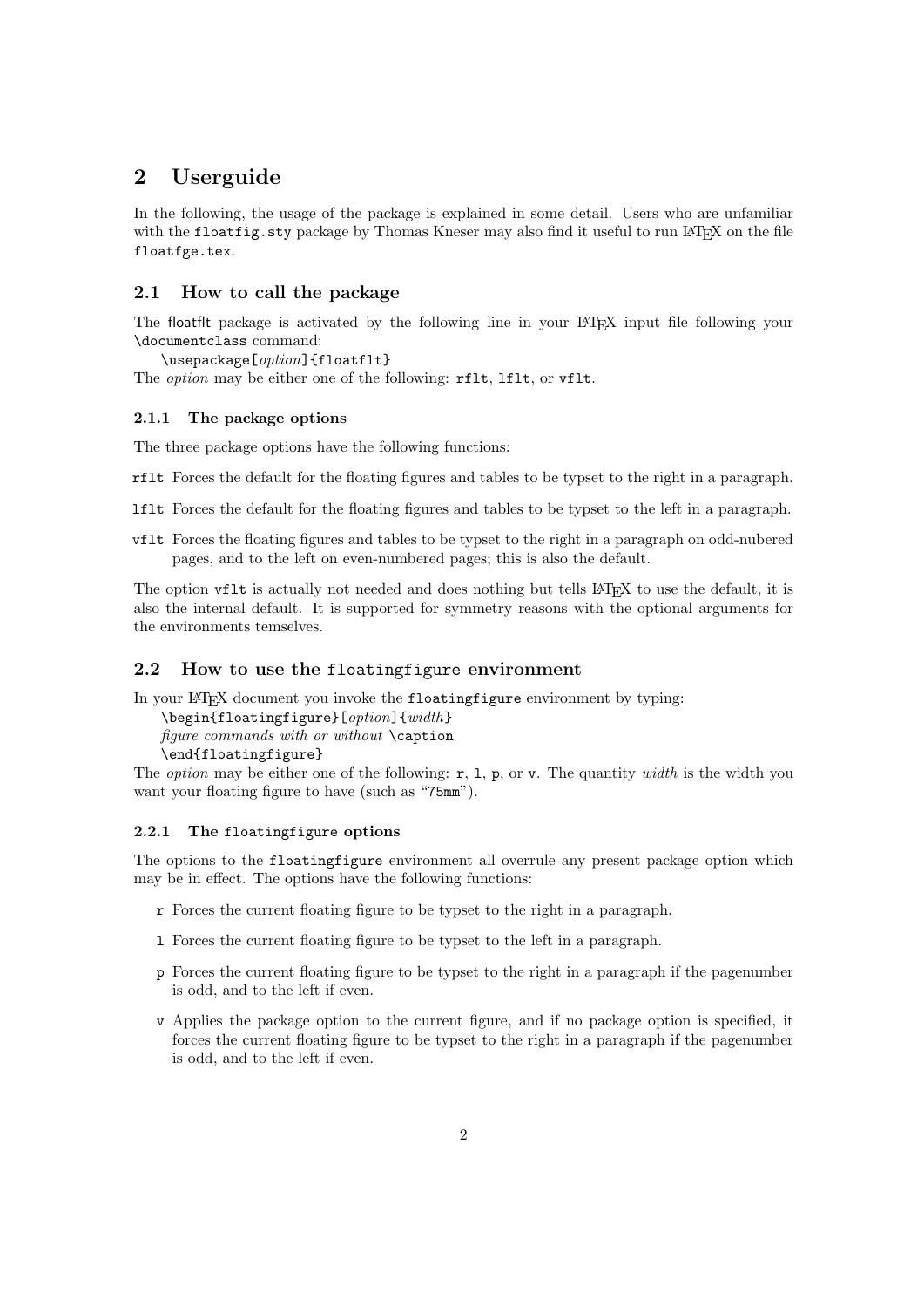## 2 Userguide

In the following, the usage of the package is explained in some detail. Users who are unfamiliar with the `floatfig.sty` package by Thomas Kneser may also find it useful to run LaTeX on the file `floatfge.tex`.

### 2.1 How to call the package

The floatflt package is activated by the following line in your LaTeX input file following your `\documentclass` command:

`\usepackage[`*option*`]{floatflt}`

The *option* may be either one of the following: `rflt`, `lflt`, or `vflt`.

#### 2.1.1 The package options

The three package options have the following functions:

`rflt` Forces the default for the floating figures and tables to be typeset to the right in a paragraph.

`lflt` Forces the default for the floating figures and tables to be typeset to the left in a paragraph.

`vflt` Forces the floating figures and tables to be typeset to the right in a paragraph on odd-nubered pages, and to the left on even-numbered pages; this is also the default.

The option `vflt` is actually not needed and does nothing but tells LaTeX to use the default, it is also the internal default. It is supported for symmetry reasons with the optional arguments for the environments temselves.

### 2.2 How to use the `floatingfigure` environment

In your LaTeX document you invoke the `floatingfigure` environment by typing:

`\begin{floatingfigure}[`*option*`]{`*width*`}`
*figure commands with or without* `\caption`
`\end{floatingfigure}`

The *option* may be either one of the following: `r`, `l`, `p`, or `v`. The quantity *width* is the width you want your floating figure to have (such as "`75mm`").

#### 2.2.1 The `floatingfigure` options

The options to the `floatingfigure` environment all overrule any present package option which may be in effect. The options have the following functions:

- `r` Forces the current floating figure to be typeset to the right in a paragraph.
- `l` Forces the current floating figure to be typeset to the left in a paragraph.
- `p` Forces the current floating figure to be typeset to the right in a paragraph if the pagenumber is odd, and to the left if even.
- `v` Applies the package option to the current figure, and if no package option is specified, it forces the current floating figure to be typeset to the right in a paragraph if the pagenumber is odd, and to the left if even.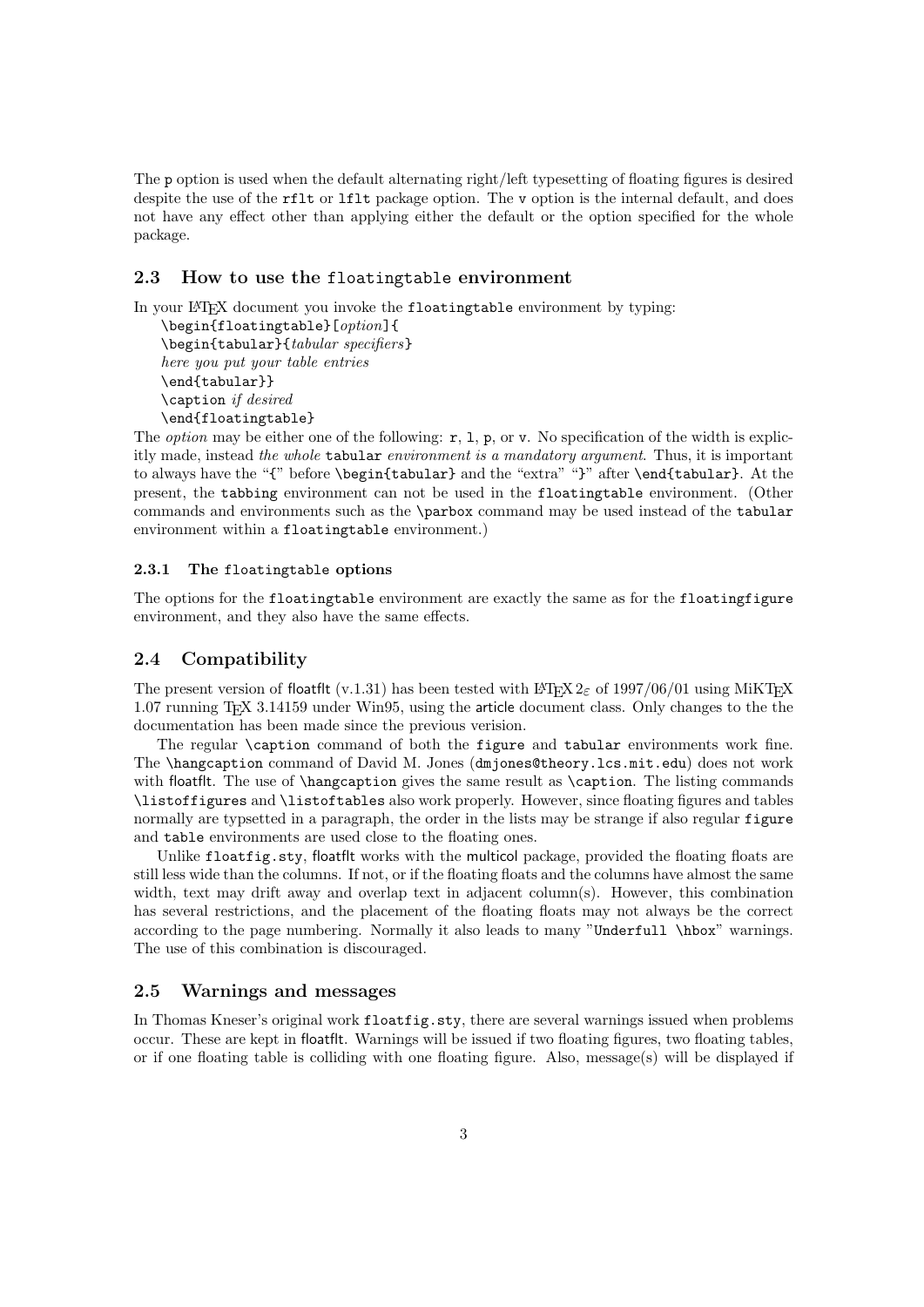The `p` option is used when the default alternating right/left typesetting of floating figures is desired despite the use of the `rflt` or `lflt` package option. The `v` option is the internal default, and does not have any effect other than applying either the default or the option specified for the whole package.

## 2.3 How to use the `floatingtable` environment

In your LaTeX document you invoke the `floatingtable` environment by typing:

```
\begin{floatingtable}[option]{
\begin{tabular}{tabular specifiers}
here you put your table entries
\end{tabular}}
\caption if desired
\end{floatingtable}
```

The *option* may be either one of the following: `r`, `l`, `p`, or `v`. No specification of the width is explicitly made, instead *the whole* `tabular` *environment is a mandatory argument*. Thus, it is important to always have the "`{`" before `\begin{tabular}` and the "extra" "`}`" after `\end{tabular}`. At the present, the `tabbing` environment can not be used in the `floatingtable` environment. (Other commands and environments such as the `\parbox` command may be used instead of the `tabular` environment within a `floatingtable` environment.)

### 2.3.1 The `floatingtable` options

The options for the `floatingtable` environment are exactly the same as for the `floatingfigure` environment, and they also have the same effects.

## 2.4 Compatibility

The present version of floatflt (v.1.31) has been tested with LaTeX $2_\varepsilon$ of 1997/06/01 using MiKTeX 1.07 running TeX 3.14159 under Win95, using the article document class. Only changes to the the documentation has been made since the previous verision.

The regular `\caption` command of both the `figure` and `tabular` environments work fine. The `\hangcaption` command of David M. Jones (`dmjones@theory.lcs.mit.edu`) does not work with floatflt. The use of `\hangcaption` gives the same result as `\caption`. The listing commands `\listoffigures` and `\listoftables` also work properly. However, since floating figures and tables normally are typsetted in a paragraph, the order in the lists may be strange if also regular `figure` and `table` environments are used close to the floating ones.

Unlike `floatfig.sty`, floatflt works with the multicol package, provided the floating floats are still less wide than the columns. If not, or if the floating floats and the columns have almost the same width, text may drift away and overlap text in adjacent column(s). However, this combination has several restrictions, and the placement of the floating floats may not always be the correct according to the page numbering. Normally it also leads to many "`Underfull \hbox`" warnings. The use of this combination is discouraged.

## 2.5 Warnings and messages

In Thomas Kneser's original work `floatfig.sty`, there are several warnings issued when problems occur. These are kept in floatflt. Warnings will be issued if two floating figures, two floating tables, or if one floating table is colliding with one floating figure. Also, message(s) will be displayed if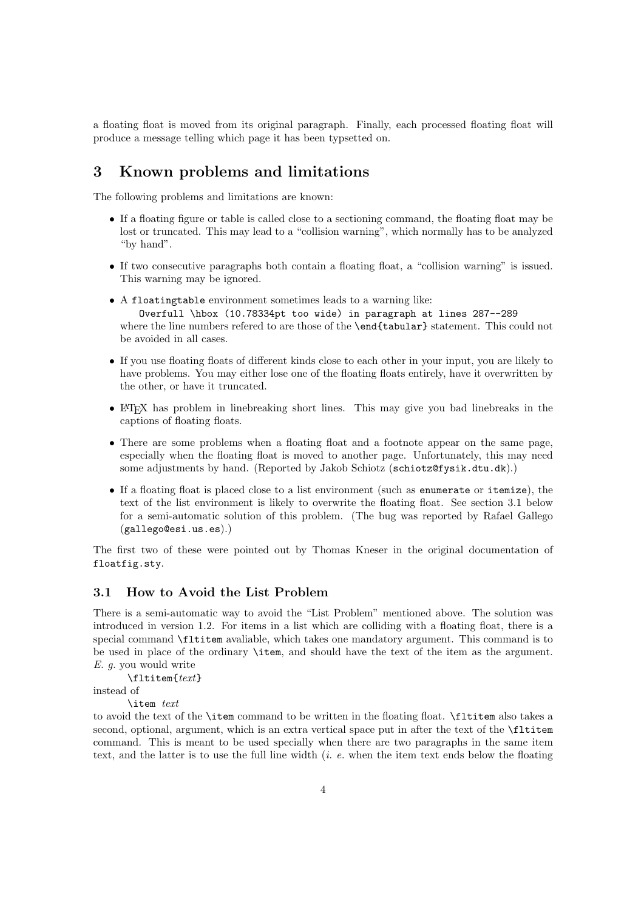a floating float is moved from its original paragraph. Finally, each processed floating float will produce a message telling which page it has been typsetted on.

## 3 Known problems and limitations

The following problems and limitations are known:

- If a floating figure or table is called close to a sectioning command, the floating float may be lost or truncated. This may lead to a "collision warning", which normally has to be analyzed "by hand".
- If two consecutive paragraphs both contain a floating float, a "collision warning" is issued. This warning may be ignored.
- A `floatingtable` environment sometimes leads to a warning like:
  `Overfull \hbox (10.78334pt too wide) in paragraph at lines 287--289`
  where the line numbers refered to are those of the `\end{tabular}` statement. This could not be avoided in all cases.
- If you use floating floats of different kinds close to each other in your input, you are likely to have problems. You may either lose one of the floating floats entirely, have it overwritten by the other, or have it truncated.
- LaTeX has problem in linebreaking short lines. This may give you bad linebreaks in the captions of floating floats.
- There are some problems when a floating float and a footnote appear on the same page, especially when the floating float is moved to another page. Unfortunately, this may need some adjustments by hand. (Reported by Jakob Schiotz (`schiotz@fysik.dtu.dk`).)
- If a floating float is placed close to a list environment (such as `enumerate` or `itemize`), the text of the list environment is likely to overwrite the floating float. See section 3.1 below for a semi-automatic solution of this problem. (The bug was reported by Rafael Gallego (`gallego@esi.us.es`).)

The first two of these were pointed out by Thomas Kneser in the original documentation of `floatfig.sty`.

### 3.1 How to Avoid the List Problem

There is a semi-automatic way to avoid the "List Problem" mentioned above. The solution was introduced in version 1.2. For items in a list which are colliding with a floating float, there is a special command `\fltitem` avaliable, which takes one mandatory argument. This command is to be used in place of the ordinary `\item`, and should have the text of the item as the argument. *E. g.* you would write

`\fltitem{`*text*`}`

instead of

`\item` *text*

to avoid the text of the `\item` command to be written in the floating float. `\fltitem` also takes a second, optional, argument, which is an extra vertical space put in after the text of the `\fltitem` command. This is meant to be used specially when there are two paragraphs in the same item text, and the latter is to use the full line width (*i. e.* when the item text ends below the floating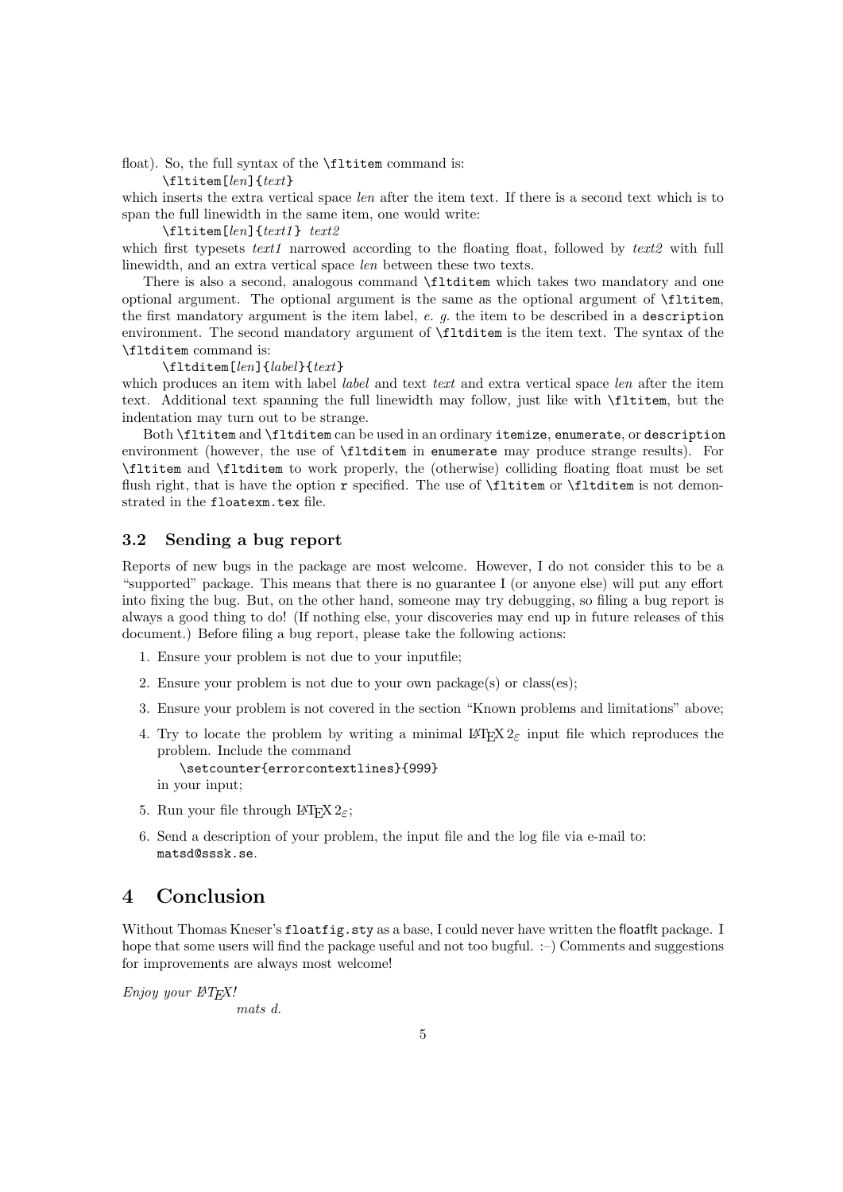float). So, the full syntax of the `\fltitem` command is:

`\fltitem[`*len*`]{`*text*`}`

which inserts the extra vertical space *len* after the item text. If there is a second text which is to span the full linewidth in the same item, one would write:

`\fltitem[`*len*`]{`*text1*`}` *text2*

which first typesets *text1* narrowed according to the floating float, followed by *text2* with full linewidth, and an extra vertical space *len* between these two texts.

There is also a second, analogous command `\fltditem` which takes two mandatory and one optional argument. The optional argument is the same as the optional argument of `\fltitem`, the first mandatory argument is the item label, *e. g.* the item to be described in a `description` environment. The second mandatory argument of `\fltditem` is the item text. The syntax of the `\fltditem` command is:

`\fltditem[`*len*`]{`*label*`}{`*text*`}`

which produces an item with label *label* and text *text* and extra vertical space *len* after the item text. Additional text spanning the full linewidth may follow, just like with `\fltitem`, but the indentation may turn out to be strange.

Both `\fltitem` and `\fltditem` can be used in an ordinary `itemize`, `enumerate`, or `description` environment (however, the use of `\fltditem` in `enumerate` may produce strange results). For `\fltitem` and `\fltditem` to work properly, the (otherwise) colliding floating float must be set flush right, that is have the option `r` specified. The use of `\fltitem` or `\fltditem` is not demonstrated in the `floatexm.tex` file.

### 3.2 Sending a bug report

Reports of new bugs in the package are most welcome. However, I do not consider this to be a "supported" package. This means that there is no guarantee I (or anyone else) will put any effort into fixing the bug. But, on the other hand, someone may try debugging, so filing a bug report is always a good thing to do! (If nothing else, your discoveries may end up in future releases of this document.) Before filing a bug report, please take the following actions:

1. Ensure your problem is not due to your inputfile;
2. Ensure your problem is not due to your own package(s) or class(es);
3. Ensure your problem is not covered in the section "Known problems and limitations" above;
4. Try to locate the problem by writing a minimal LaTeX 2ε input file which reproduces the problem. Include the command
   `\setcounter{errorcontextlines}{999}`
   in your input;
5. Run your file through LaTeX 2ε;
6. Send a description of your problem, the input file and the log file via e-mail to: `matsd@sssk.se`.

## 4 Conclusion

Without Thomas Kneser's `floatfig.sty` as a base, I could never have written the floatflt package. I hope that some users will find the package useful and not too bugful. :–) Comments and suggestions for improvements are always most welcome!

*Enjoy your LaTeX!*

*mats d.*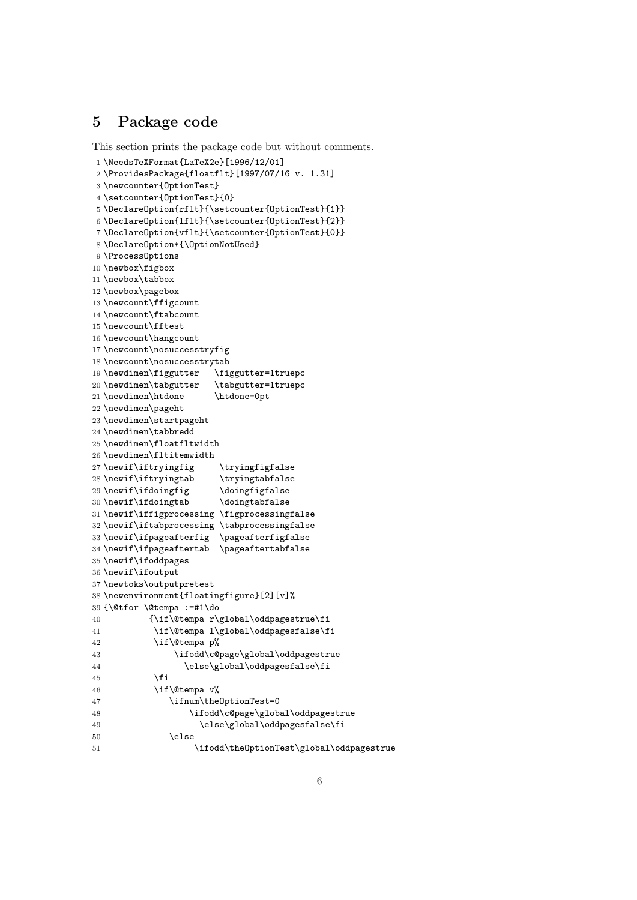# 5 Package code

This section prints the package code but without comments.

```
1 \NeedsTeXFormat{LaTeX2e}[1996/12/01]
2 \ProvidesPackage{floatflt}[1997/07/16 v. 1.31]
3 \newcounter{OptionTest}
4 \setcounter{OptionTest}{0}
5 \DeclareOption{rflt}{\setcounter{OptionTest}{1}}
6 \DeclareOption{lflt}{\setcounter{OptionTest}{2}}
7 \DeclareOption{vflt}{\setcounter{OptionTest}{0}}
8 \DeclareOption*{\OptionNotUsed}
9 \ProcessOptions
10 \newbox\figbox
11 \newbox\tabbox
12 \newbox\pagebox
13 \newcount\ffigcount
14 \newcount\ftabcount
15 \newcount\fftest
16 \newcount\hangcount
17 \newcount\nosuccesstryfig
18 \newcount\nosuccesstrytab
19 \newdimen\figgutter   \figgutter=1truepc
20 \newdimen\tabgutter   \tabgutter=1truepc
21 \newdimen\htdone      \htdone=0pt
22 \newdimen\pageht
23 \newdimen\startpageht
24 \newdimen\tabbredd
25 \newdimen\floatfltwidth
26 \newdimen\fltitemwidth
27 \newif\iftryingfig     \tryingfigfalse
28 \newif\iftryingtab     \tryingtabfalse
29 \newif\ifdoingfig      \doingfigfalse
30 \newif\ifdoingtab      \doingtabfalse
31 \newif\iffigprocessing \figprocessingfalse
32 \newif\iftabprocessing \tabprocessingfalse
33 \newif\ifpageafterfig  \pageafterfigfalse
34 \newif\ifpageaftertab  \pageaftertabfalse
35 \newif\ifoddpages
36 \newif\ifoutput
37 \newtoks\outputpretest
38 \newenvironment{floatingfigure}[2][v]%
39 {\@tfor \@tempa :=#1\do
40         {\if\@tempa r\global\oddpagestrue\fi
41          \if\@tempa l\global\oddpagesfalse\fi
42          \if\@tempa p%
43              \ifodd\c@page\global\oddpagestrue
44                \else\global\oddpagesfalse\fi
45          \fi
46          \if\@tempa v%
47             \ifnum\theOptionTest=0
48                 \ifodd\c@page\global\oddpagestrue
49                   \else\global\oddpagesfalse\fi
50             \else
51                  \ifodd\theOptionTest\global\oddpagestrue
```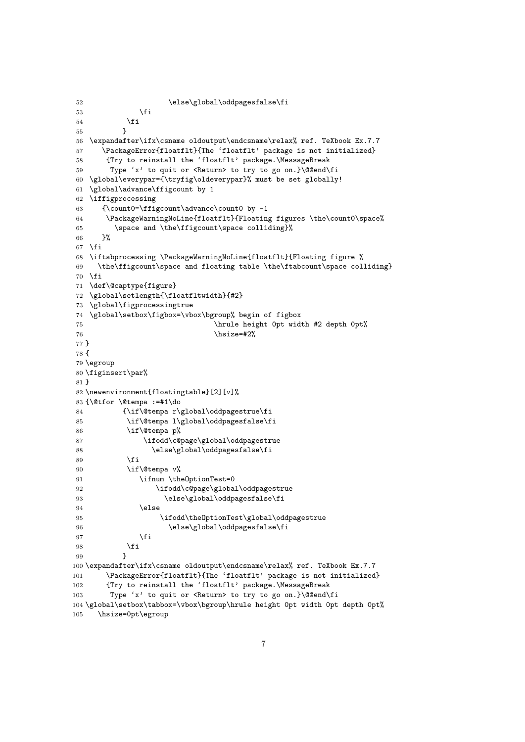```
52                     \else\global\oddpagesfalse\fi
53             \fi
54          \fi
55         }
56 \expandafter\ifx\csname oldoutput\endcsname\relax% ref. TeXbook Ex.7.7
57    \PackageError{floatflt}{The `floatflt' package is not initialized}
58     {Try to reinstall the `floatflt' package.\MessageBreak
59      Type `x' to quit or <Return> to try to go on.}\@@end\fi
60 \global\everypar={\tryfig\oldeverypar}% must be set globally!
61 \global\advance\ffigcount by 1
62 \iffigprocessing
63    {\count0=\ffigcount\advance\count0 by -1
64     \PackageWarningNoLine{floatflt}{Floating figures \the\count0\space%
65       \space and \the\ffigcount\space colliding}%
66    }%
67 \fi
68 \iftabprocessing \PackageWarningNoLine{floatflt}{Floating figure %
69   \the\ffigcount\space and floating table \the\ftabcount\space colliding}
70 \fi
71 \def\@captype{figure}
72 \global\setlength{\floatfltwidth}{#2}
73 \global\figprocessingtrue
74 \global\setbox\figbox=\vbox\bgroup% begin of figbox
75                               \hrule height 0pt width #2 depth 0pt%
76                               \hsize=#2%
77 }
78 {
79 \egroup
80 \figinsert\par%
81 }
82 \newenvironment{floatingtable}[2][v]%
83 {\@tfor \@tempa :=#1\do
84         {\if\@tempa r\global\oddpagestrue\fi
85          \if\@tempa l\global\oddpagesfalse\fi
86          \if\@tempa p%
87              \ifodd\c@page\global\oddpagestrue
88                \else\global\oddpagesfalse\fi
89          \fi
90          \if\@tempa v%
91             \ifnum \theOptionTest=0
92                 \ifodd\c@page\global\oddpagestrue
93                   \else\global\oddpagesfalse\fi
94             \else
95                  \ifodd\theOptionTest\global\oddpagestrue
96                    \else\global\oddpagesfalse\fi
97             \fi
98          \fi
99         }
100 \expandafter\ifx\csname oldoutput\endcsname\relax% ref. TeXbook Ex.7.7
101     \PackageError{floatflt}{The `floatflt' package is not initialized}
102     {Try to reinstall the `floatflt' package.\MessageBreak
103      Type `x' to quit or <Return> to try to go on.}\@@end\fi
104 \global\setbox\tabbox=\vbox\bgroup\hrule height 0pt width 0pt depth 0pt%
105   \hsize=0pt\egroup
```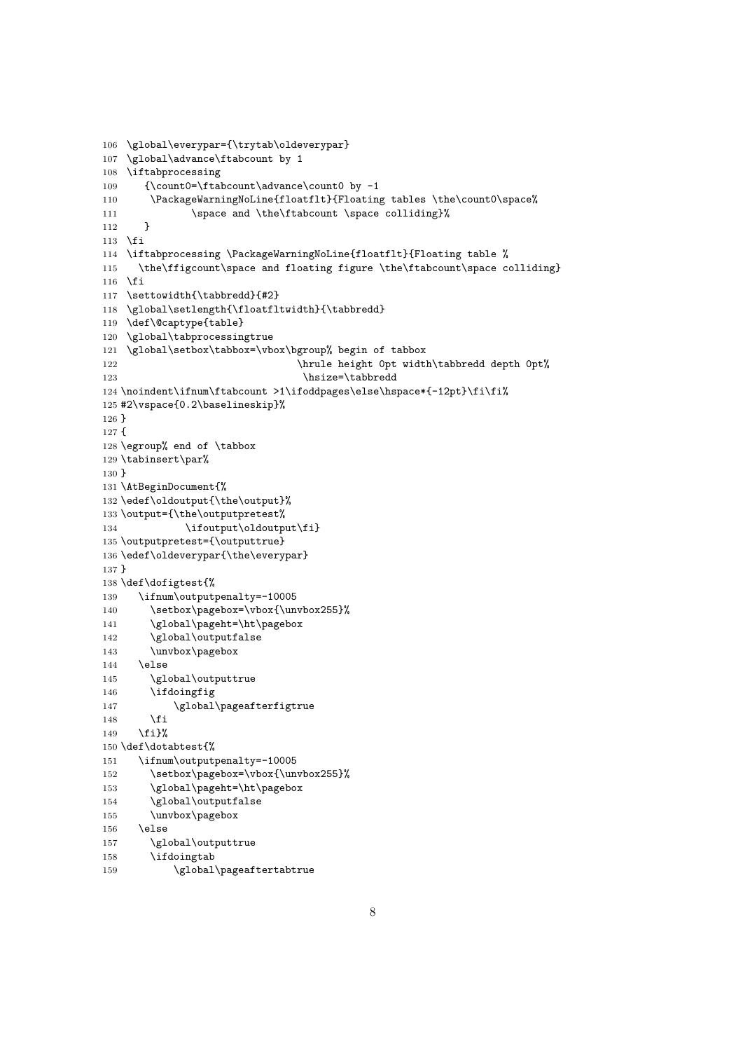```
106 \global\everypar={\trytab\oldeverypar}
107 \global\advance\ftabcount by 1
108 \iftabprocessing
109    {\count0=\ftabcount\advance\count0 by -1
110     \PackageWarningNoLine{floatflt}{Floating tables \the\count0\space%
111            \space and \the\ftabcount \space colliding}%
112    }
113 \fi
114 \iftabprocessing \PackageWarningNoLine{floatflt}{Floating table %
115   \the\ffigcount\space and floating figure \the\ftabcount\space colliding}
116 \fi
117 \settowidth{\tabbredd}{#2}
118 \global\setlength{\floatfltwidth}{\tabbredd}
119 \def\@captype{table}
120 \global\tabprocessingtrue
121 \global\setbox\tabbox=\vbox\bgroup% begin of tabbox
122                               \hrule height 0pt width\tabbredd depth 0pt%
123                                \hsize=\tabbredd
124 \noindent\ifnum\ftabcount >1\ifoddpages\else\hspace*{-12pt}\fi\fi%
125 #2\vspace{0.2\baselineskip}%
126 }
127 {
128 \egroup% end of \tabbox
129 \tabinsert\par%
130 }
131 \AtBeginDocument{%
132 \edef\oldoutput{\the\output}%
133 \output={\the\outputpretest%
134            \ifoutput\oldoutput\fi}
135 \outputpretest={\outputtrue}
136 \edef\oldeverypar{\the\everypar}
137 }
138 \def\dofigtest{%
139    \ifnum\outputpenalty=-10005
140      \setbox\pagebox=\vbox{\unvbox255}%
141      \global\pageht=\ht\pagebox
142      \global\outputfalse
143      \unvbox\pagebox
144    \else
145      \global\outputtrue
146      \ifdoingfig
147          \global\pageafterfigtrue
148      \fi
149    \fi}%
150 \def\dotabtest{%
151    \ifnum\outputpenalty=-10005
152      \setbox\pagebox=\vbox{\unvbox255}%
153      \global\pageht=\ht\pagebox
154      \global\outputfalse
155      \unvbox\pagebox
156    \else
157      \global\outputtrue
158      \ifdoingtab
159          \global\pageaftertabtrue
```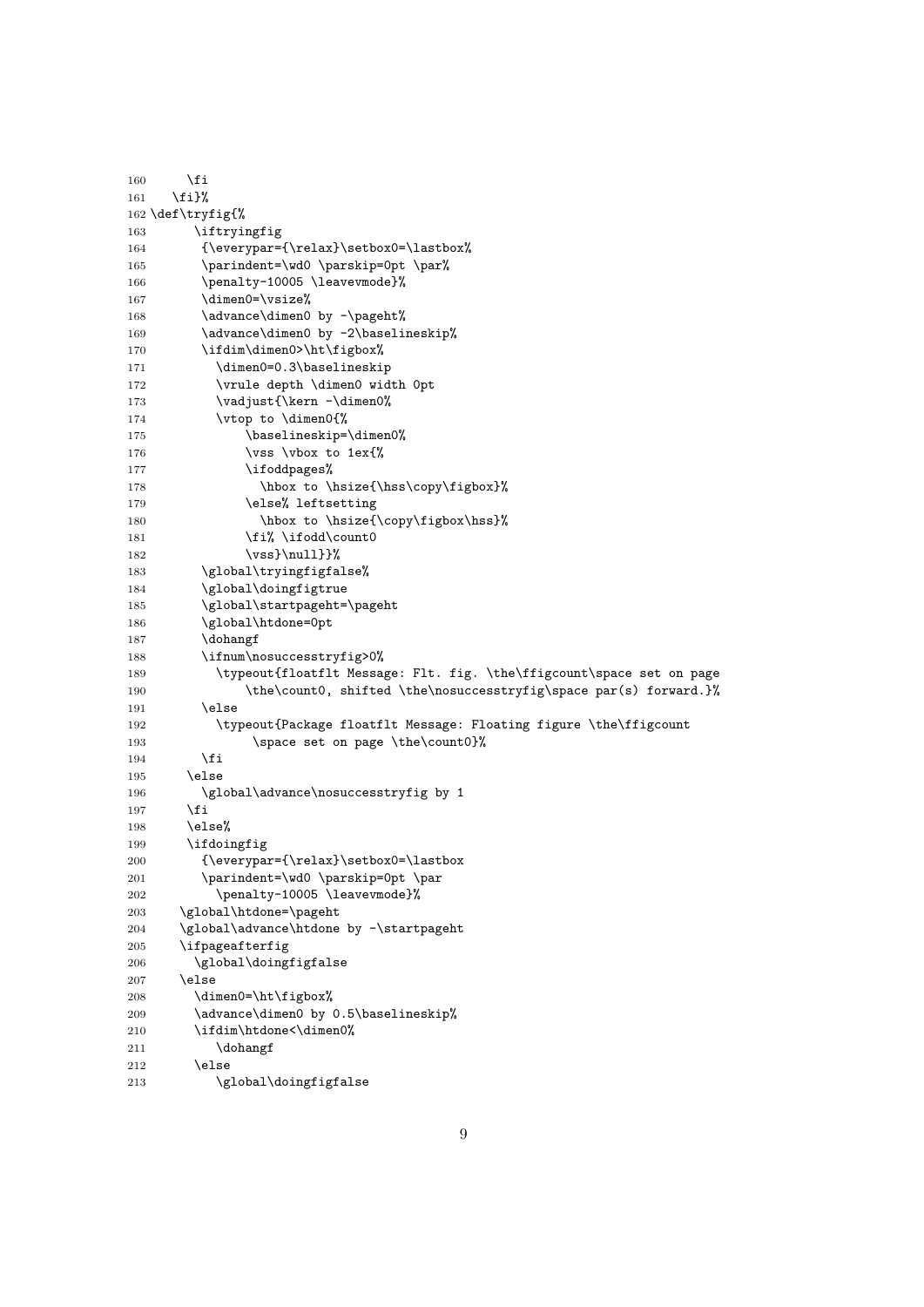```
160     \fi
161   \fi}%
162 \def\tryfig{%
163       \iftryingfig
164        {\everypar={\relax}\setbox0=\lastbox%
165        \parindent=\wd0 \parskip=0pt \par%
166        \penalty-10005 \leavevmode}%
167        \dimen0=\vsize%
168        \advance\dimen0 by -\pageht%
169        \advance\dimen0 by -2\baselineskip%
170        \ifdim\dimen0>\ht\figbox%
171          \dimen0=0.3\baselineskip
172          \vrule depth \dimen0 width 0pt
173          \vadjust{\kern -\dimen0%
174          \vtop to \dimen0{%
175              \baselineskip=\dimen0%
176              \vss \vbox to 1ex{%
177              \ifoddpages%
178                \hbox to \hsize{\hss\copy\figbox}%
179              \else% leftsetting
180                \hbox to \hsize{\copy\figbox\hss}%
181              \fi% \ifodd\count0
182              \vss}\null}}%
183        \global\tryingfigfalse%
184        \global\doingfigtrue
185        \global\startpageht=\pageht
186        \global\htdone=0pt
187        \dohangf
188        \ifnum\nosuccesstryfig>0%
189          \typeout{floatflt Message: Flt. fig. \the\ffigcount\space set on page
190              \the\count0, shifted \the\nosuccesstryfig\space par(s) forward.}%
191        \else
192          \typeout{Package floatflt Message: Floating figure \the\ffigcount
193               \space set on page \the\count0}%
194        \fi
195      \else
196        \global\advance\nosuccesstryfig by 1
197      \fi
198      \else%
199      \ifdoingfig
200        {\everypar={\relax}\setbox0=\lastbox
201        \parindent=\wd0 \parskip=0pt \par
202          \penalty-10005 \leavevmode}%
203     \global\htdone=\pageht
204     \global\advance\htdone by -\startpageht
205     \ifpageafterfig
206       \global\doingfigfalse
207     \else
208       \dimen0=\ht\figbox%
209       \advance\dimen0 by 0.5\baselineskip%
210       \ifdim\htdone<\dimen0%
211          \dohangf
212       \else
213          \global\doingfigfalse
```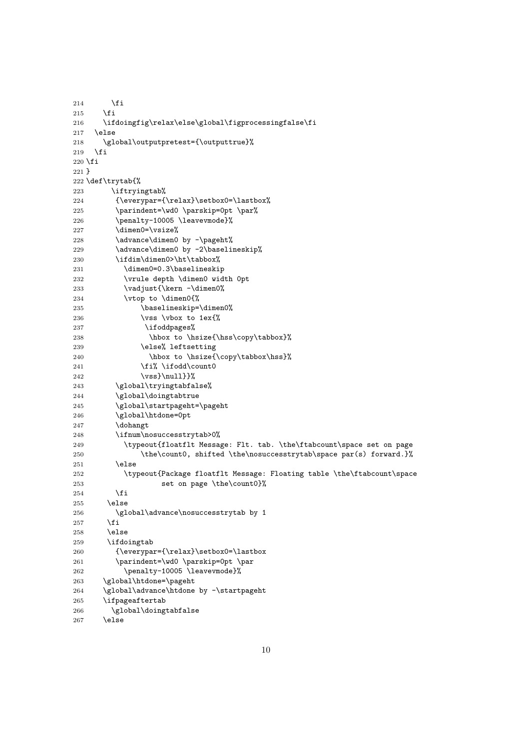```
214      \fi
215    \fi
216    \ifdoingfig\relax\else\global\figprocessingfalse\fi
217  \else
218    \global\outputpretest={\outputtrue}%
219  \fi
220 \fi
221 }
222 \def\trytab{%
223      \iftryingtab%
224       {\everypar={\relax}\setbox0=\lastbox%
225       \parindent=\wd0 \parskip=0pt \par%
226       \penalty-10005 \leavevmode}%
227       \dimen0=\vsize%
228       \advance\dimen0 by -\pageht%
229       \advance\dimen0 by -2\baselineskip%
230       \ifdim\dimen0>\ht\tabbox%
231         \dimen0=0.3\baselineskip
232         \vrule depth \dimen0 width 0pt
233         \vadjust{\kern -\dimen0%
234         \vtop to \dimen0{%
235             \baselineskip=\dimen0%
236             \vss \vbox to 1ex{%
237              \ifoddpages%
238               \hbox to \hsize{\hss\copy\tabbox}%
239             \else% leftsetting
240               \hbox to \hsize{\copy\tabbox\hss}%
241             \fi% \ifodd\count0
242             \vss}\null}}%
243       \global\tryingtabfalse%
244       \global\doingtabtrue
245       \global\startpageht=\pageht
246       \global\htdone=0pt
247       \dohangt
248       \ifnum\nosuccesstrytab>0%
249         \typeout{floatflt Message: Flt. tab. \the\ftabcount\space set on page
250             \the\count0, shifted \the\nosuccesstrytab\space par(s) forward.}%
251       \else
252         \typeout{Package floatflt Message: Floating table \the\ftabcount\space
253                  set on page \the\count0}%
254       \fi
255     \else
256       \global\advance\nosuccesstrytab by 1
257     \fi
258     \else
259     \ifdoingtab
260       {\everypar={\relax}\setbox0=\lastbox
261       \parindent=\wd0 \parskip=0pt \par
262         \penalty-10005 \leavevmode}%
263    \global\htdone=\pageht
264    \global\advance\htdone by -\startpageht
265    \ifpageaftertab
266      \global\doingtabfalse
267    \else
```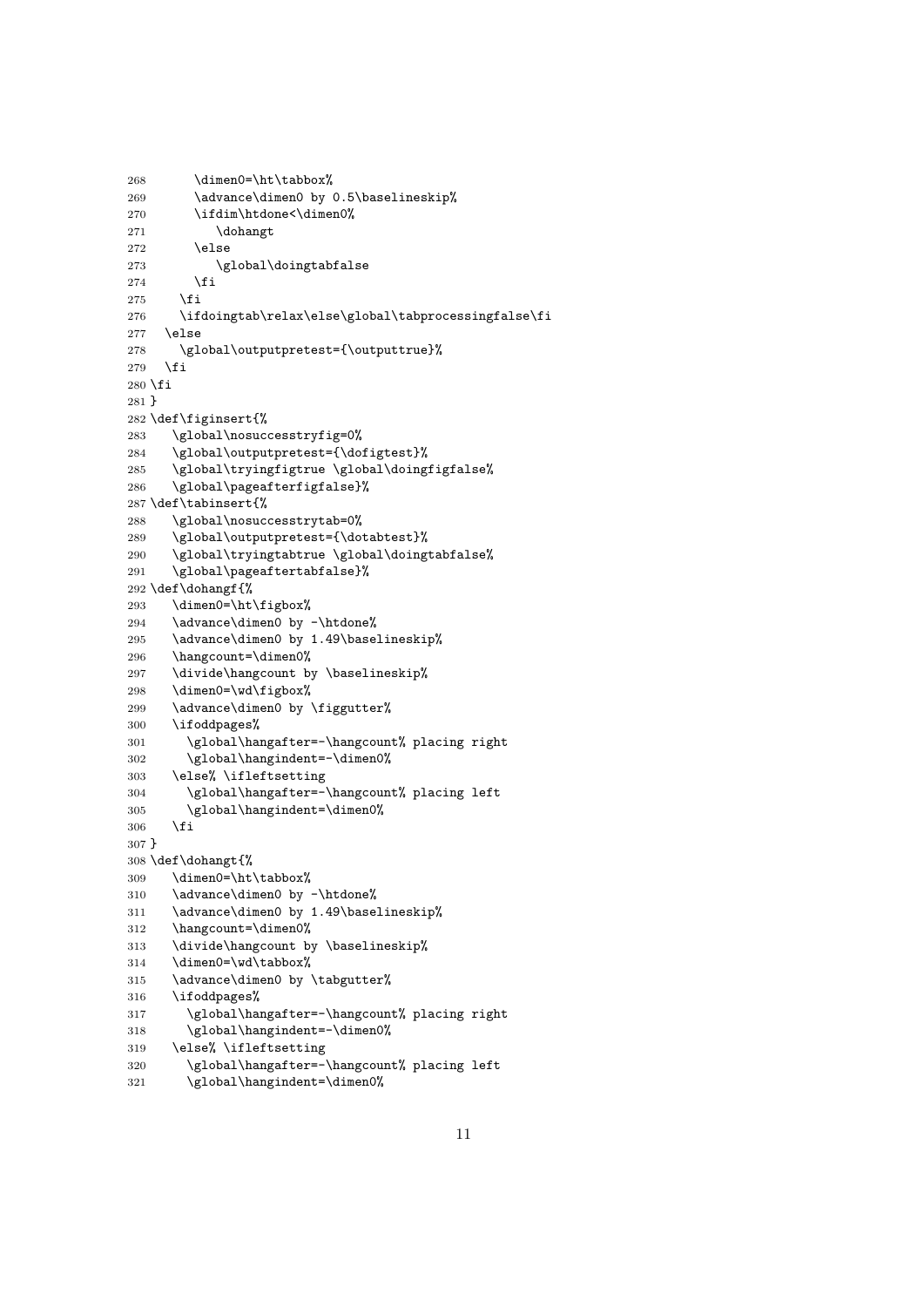```
268       \dimen0=\ht\tabbox%
269       \advance\dimen0 by 0.5\baselineskip%
270       \ifdim\htdone<\dimen0%
271          \dohangt
272       \else
273          \global\doingtabfalse
274       \fi
275     \fi
276     \ifdoingtab\relax\else\global\tabprocessingfalse\fi
277   \else
278     \global\outputpretest={\outputtrue}%
279   \fi
280 \fi
281 }
282 \def\figinsert{%
283    \global\nosuccesstryfig=0%
284    \global\outputpretest={\dofigtest}%
285    \global\tryingfigtrue \global\doingfigfalse%
286    \global\pageafterfigfalse}%
287 \def\tabinsert{%
288    \global\nosuccesstrytab=0%
289    \global\outputpretest={\dotabtest}%
290    \global\tryingtabtrue \global\doingtabfalse%
291    \global\pageaftertabfalse}%
292 \def\dohangf{%
293    \dimen0=\ht\figbox%
294    \advance\dimen0 by -\htdone%
295    \advance\dimen0 by 1.49\baselineskip%
296    \hangcount=\dimen0%
297    \divide\hangcount by \baselineskip%
298    \dimen0=\wd\figbox%
299    \advance\dimen0 by \figgutter%
300    \ifoddpages%
301      \global\hangafter=-\hangcount% placing right
302      \global\hangindent=-\dimen0%
303    \else% \ifleftsetting
304      \global\hangafter=-\hangcount% placing left
305      \global\hangindent=\dimen0%
306    \fi
307 }
308 \def\dohangt{%
309    \dimen0=\ht\tabbox%
310    \advance\dimen0 by -\htdone%
311    \advance\dimen0 by 1.49\baselineskip%
312    \hangcount=\dimen0%
313    \divide\hangcount by \baselineskip%
314    \dimen0=\wd\tabbox%
315    \advance\dimen0 by \tabgutter%
316    \ifoddpages%
317      \global\hangafter=-\hangcount% placing right
318      \global\hangindent=-\dimen0%
319    \else% \ifleftsetting
320      \global\hangafter=-\hangcount% placing left
321      \global\hangindent=\dimen0%
```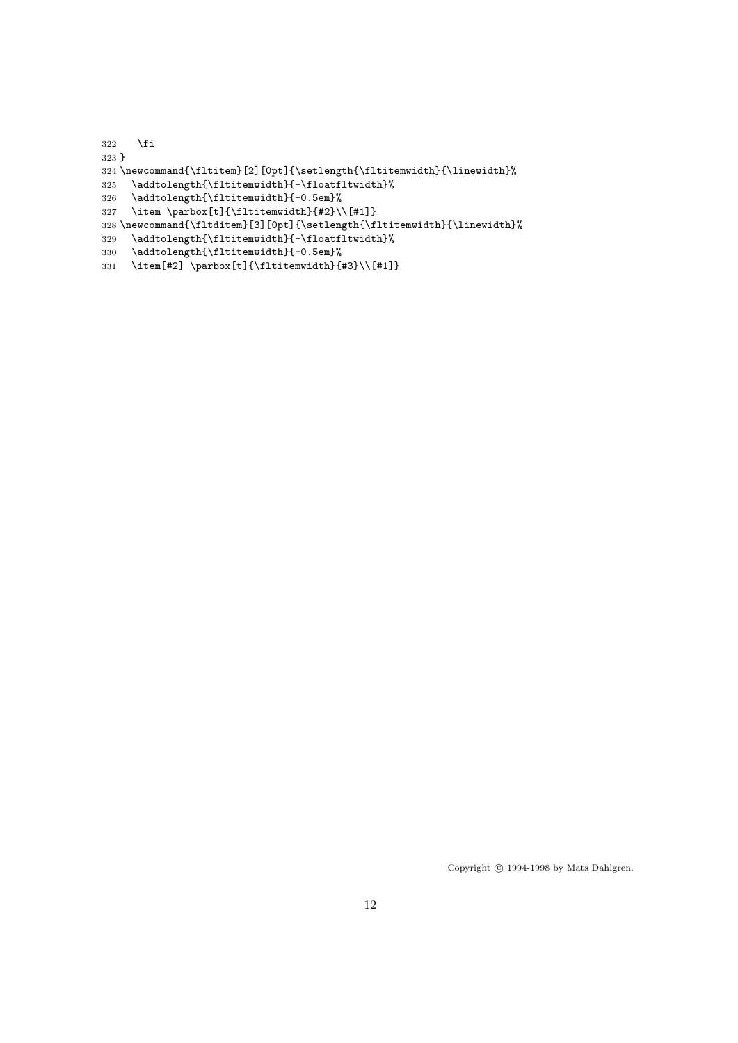```
322   \fi
323 }
324 \newcommand{\fltitem}[2][0pt]{\setlength{\fltitemwidth}{\linewidth}%
325   \addtolength{\fltitemwidth}{-\floatfltwidth}%
326   \addtolength{\fltitemwidth}{-0.5em}%
327   \item \parbox[t]{\fltitemwidth}{#2}\\[#1]}
328 \newcommand{\fltditem}[3][0pt]{\setlength{\fltitemwidth}{\linewidth}%
329   \addtolength{\fltitemwidth}{-\floatfltwidth}%
330   \addtolength{\fltitemwidth}{-0.5em}%
331   \item[#2] \parbox[t]{\fltitemwidth}{#3}\\[#1]}
```

Copyright © 1994-1998 by Mats Dahlgren.